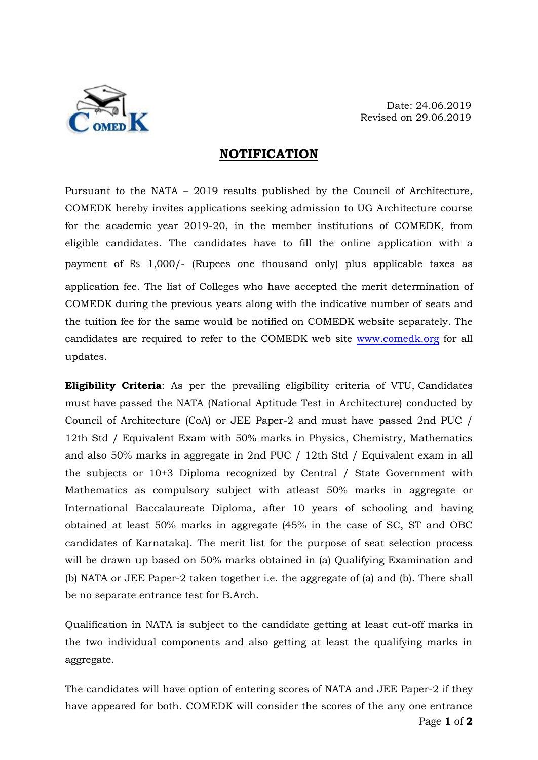Date: 24.06.2019
Revised on 29.06.2019

# NOTIFICATION

Pursuant to the NATA – 2019 results published by the Council of Architecture, COMEDK hereby invites applications seeking admission to UG Architecture course for the academic year 2019-20, in the member institutions of COMEDK, from eligible candidates. The candidates have to fill the online application with a payment of Rs 1,000/- (Rupees one thousand only) plus applicable taxes as application fee. The list of Colleges who have accepted the merit determination of COMEDK during the previous years along with the indicative number of seats and the tuition fee for the same would be notified on COMEDK website separately. The candidates are required to refer to the COMEDK web site www.comedk.org for all updates.

**Eligibility Criteria**: As per the prevailing eligibility criteria of VTU, Candidates must have passed the NATA (National Aptitude Test in Architecture) conducted by Council of Architecture (CoA) or JEE Paper-2 and must have passed 2nd PUC / 12th Std / Equivalent Exam with 50% marks in Physics, Chemistry, Mathematics and also 50% marks in aggregate in 2nd PUC / 12th Std / Equivalent exam in all the subjects or 10+3 Diploma recognized by Central / State Government with Mathematics as compulsory subject with atleast 50% marks in aggregate or International Baccalaureate Diploma, after 10 years of schooling and having obtained at least 50% marks in aggregate (45% in the case of SC, ST and OBC candidates of Karnataka). The merit list for the purpose of seat selection process will be drawn up based on 50% marks obtained in (a) Qualifying Examination and (b) NATA or JEE Paper-2 taken together i.e. the aggregate of (a) and (b). There shall be no separate entrance test for B.Arch.

Qualification in NATA is subject to the candidate getting at least cut-off marks in the two individual components and also getting at least the qualifying marks in aggregate.

The candidates will have option of entering scores of NATA and JEE Paper-2 if they have appeared for both. COMEDK will consider the scores of the any one entrance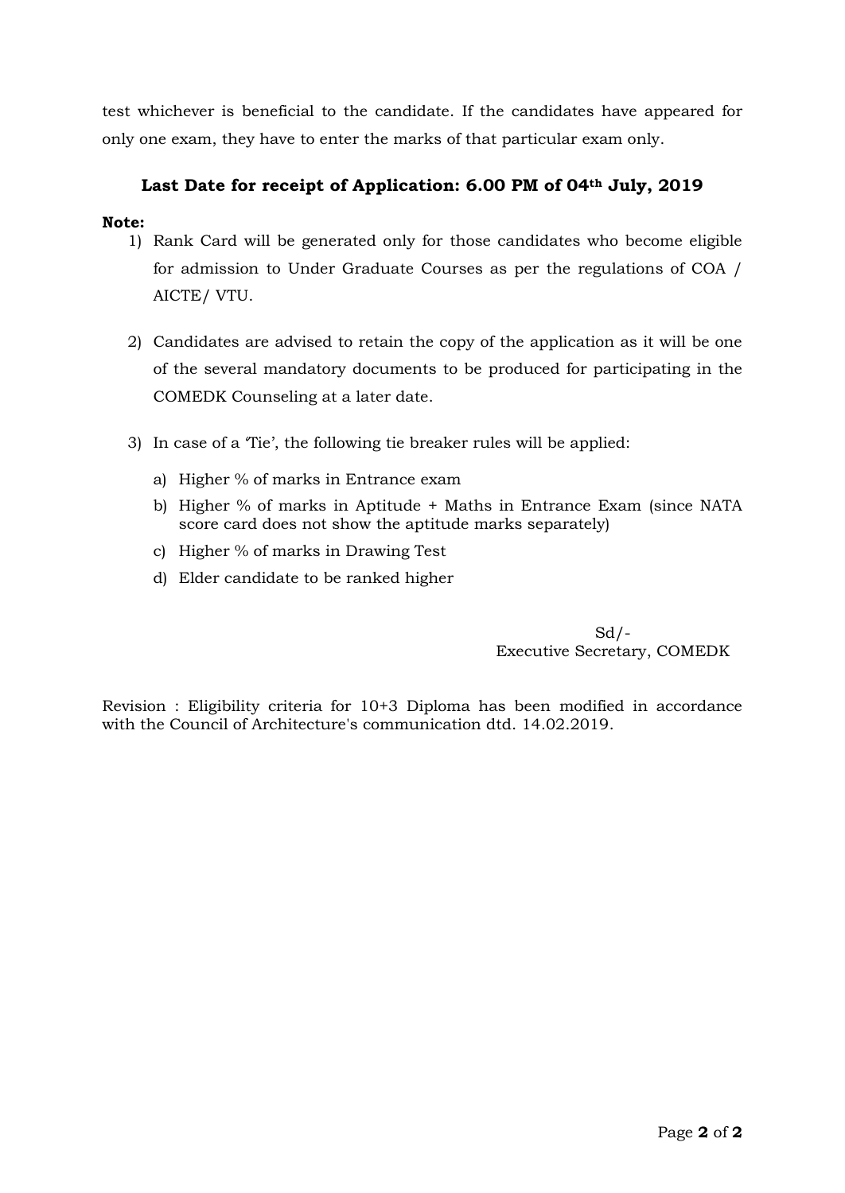test whichever is beneficial to the candidate. If the candidates have appeared for only one exam, they have to enter the marks of that particular exam only.

**Last Date for receipt of Application: 6.00 PM of 04th July, 2019**

**Note:**

1) Rank Card will be generated only for those candidates who become eligible for admission to Under Graduate Courses as per the regulations of COA / AICTE/ VTU.

2) Candidates are advised to retain the copy of the application as it will be one of the several mandatory documents to be produced for participating in the COMEDK Counseling at a later date.

3) In case of a 'Tie', the following tie breaker rules will be applied:

   a) Higher % of marks in Entrance exam
   b) Higher % of marks in Aptitude + Maths in Entrance Exam (since NATA score card does not show the aptitude marks separately)
   c) Higher % of marks in Drawing Test
   d) Elder candidate to be ranked higher

Sd/-
Executive Secretary, COMEDK

Revision : Eligibility criteria for 10+3 Diploma has been modified in accordance with the Council of Architecture's communication dtd. 14.02.2019.